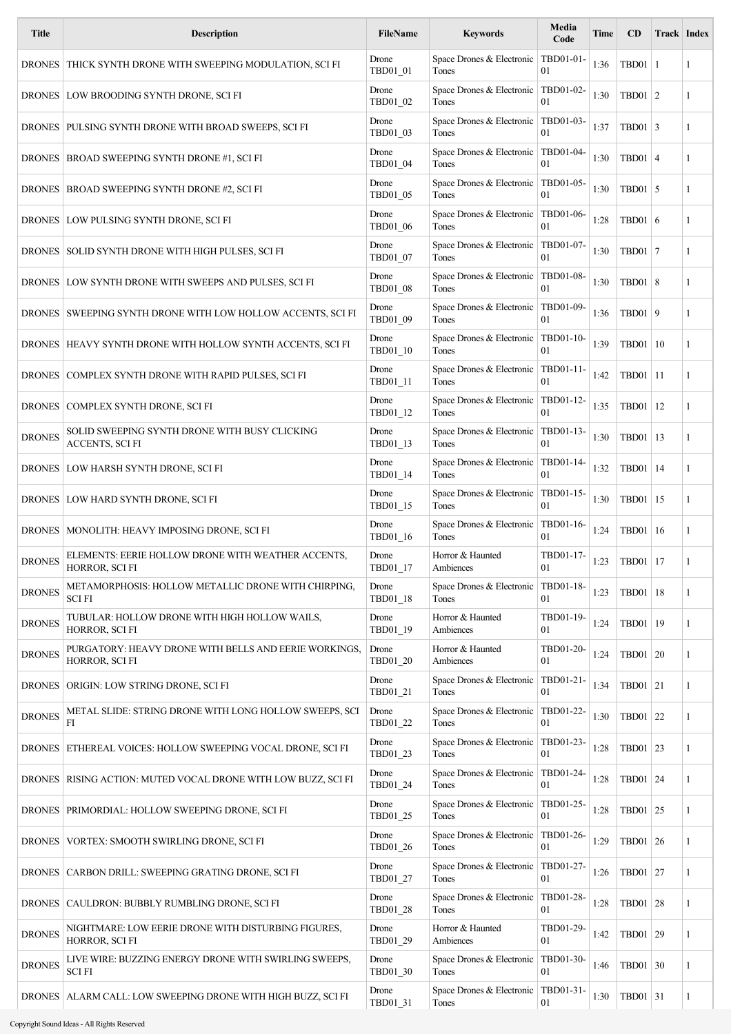| Title | Description | FileName | Keywords | Media Code | Time | CD | Track | Index |
|---|---|---|---|---|---|---|---|---|
| DRONES | THICK SYNTH DRONE WITH SWEEPING MODULATION, SCI FI | Drone TBD01_01 | Space Drones & Electronic Tones | TBD01-01-01 | 1:36 | TBD01 | 1 | 1 |
| DRONES | LOW BROODING SYNTH DRONE, SCI FI | Drone TBD01_02 | Space Drones & Electronic Tones | TBD01-02-01 | 1:30 | TBD01 | 2 | 1 |
| DRONES | PULSING SYNTH DRONE WITH BROAD SWEEPS, SCI FI | Drone TBD01_03 | Space Drones & Electronic Tones | TBD01-03-01 | 1:37 | TBD01 | 3 | 1 |
| DRONES | BROAD SWEEPING SYNTH DRONE #1, SCI FI | Drone TBD01_04 | Space Drones & Electronic Tones | TBD01-04-01 | 1:30 | TBD01 | 4 | 1 |
| DRONES | BROAD SWEEPING SYNTH DRONE #2, SCI FI | Drone TBD01_05 | Space Drones & Electronic Tones | TBD01-05-01 | 1:30 | TBD01 | 5 | 1 |
| DRONES | LOW PULSING SYNTH DRONE, SCI FI | Drone TBD01_06 | Space Drones & Electronic Tones | TBD01-06-01 | 1:28 | TBD01 | 6 | 1 |
| DRONES | SOLID SYNTH DRONE WITH HIGH PULSES, SCI FI | Drone TBD01_07 | Space Drones & Electronic Tones | TBD01-07-01 | 1:30 | TBD01 | 7 | 1 |
| DRONES | LOW SYNTH DRONE WITH SWEEPS AND PULSES, SCI FI | Drone TBD01_08 | Space Drones & Electronic Tones | TBD01-08-01 | 1:30 | TBD01 | 8 | 1 |
| DRONES | SWEEPING SYNTH DRONE WITH LOW HOLLOW ACCENTS, SCI FI | Drone TBD01_09 | Space Drones & Electronic Tones | TBD01-09-01 | 1:36 | TBD01 | 9 | 1 |
| DRONES | HEAVY SYNTH DRONE WITH HOLLOW SYNTH ACCENTS, SCI FI | Drone TBD01_10 | Space Drones & Electronic Tones | TBD01-10-01 | 1:39 | TBD01 | 10 | 1 |
| DRONES | COMPLEX SYNTH DRONE WITH RAPID PULSES, SCI FI | Drone TBD01_11 | Space Drones & Electronic Tones | TBD01-11-01 | 1:42 | TBD01 | 11 | 1 |
| DRONES | COMPLEX SYNTH DRONE, SCI FI | Drone TBD01_12 | Space Drones & Electronic Tones | TBD01-12-01 | 1:35 | TBD01 | 12 | 1 |
| DRONES | SOLID SWEEPING SYNTH DRONE WITH BUSY CLICKING ACCENTS, SCI FI | Drone TBD01_13 | Space Drones & Electronic Tones | TBD01-13-01 | 1:30 | TBD01 | 13 | 1 |
| DRONES | LOW HARSH SYNTH DRONE, SCI FI | Drone TBD01_14 | Space Drones & Electronic Tones | TBD01-14-01 | 1:32 | TBD01 | 14 | 1 |
| DRONES | LOW HARD SYNTH DRONE, SCI FI | Drone TBD01_15 | Space Drones & Electronic Tones | TBD01-15-01 | 1:30 | TBD01 | 15 | 1 |
| DRONES | MONOLITH: HEAVY IMPOSING DRONE, SCI FI | Drone TBD01_16 | Space Drones & Electronic Tones | TBD01-16-01 | 1:24 | TBD01 | 16 | 1 |
| DRONES | ELEMENTS: EERIE HOLLOW DRONE WITH WEATHER ACCENTS, HORROR, SCI FI | Drone TBD01_17 | Horror & Haunted Ambiences | TBD01-17-01 | 1:23 | TBD01 | 17 | 1 |
| DRONES | METAMORPHOSIS: HOLLOW METALLIC DRONE WITH CHIRPING, SCI FI | Drone TBD01_18 | Space Drones & Electronic Tones | TBD01-18-01 | 1:23 | TBD01 | 18 | 1 |
| DRONES | TUBULAR: HOLLOW DRONE WITH HIGH HOLLOW WAILS, HORROR, SCI FI | Drone TBD01_19 | Horror & Haunted Ambiences | TBD01-19-01 | 1:24 | TBD01 | 19 | 1 |
| DRONES | PURGATORY: HEAVY DRONE WITH BELLS AND EERIE WORKINGS, HORROR, SCI FI | Drone TBD01_20 | Horror & Haunted Ambiences | TBD01-20-01 | 1:24 | TBD01 | 20 | 1 |
| DRONES | ORIGIN: LOW STRING DRONE, SCI FI | Drone TBD01_21 | Space Drones & Electronic Tones | TBD01-21-01 | 1:34 | TBD01 | 21 | 1 |
| DRONES | METAL SLIDE: STRING DRONE WITH LONG HOLLOW SWEEPS, SCI FI | Drone TBD01_22 | Space Drones & Electronic Tones | TBD01-22-01 | 1:30 | TBD01 | 22 | 1 |
| DRONES | ETHEREAL VOICES: HOLLOW SWEEPING VOCAL DRONE, SCI FI | Drone TBD01_23 | Space Drones & Electronic Tones | TBD01-23-01 | 1:28 | TBD01 | 23 | 1 |
| DRONES | RISING ACTION: MUTED VOCAL DRONE WITH LOW BUZZ, SCI FI | Drone TBD01_24 | Space Drones & Electronic Tones | TBD01-24-01 | 1:28 | TBD01 | 24 | 1 |
| DRONES | PRIMORDIAL: HOLLOW SWEEPING DRONE, SCI FI | Drone TBD01_25 | Space Drones & Electronic Tones | TBD01-25-01 | 1:28 | TBD01 | 25 | 1 |
| DRONES | VORTEX: SMOOTH SWIRLING DRONE, SCI FI | Drone TBD01_26 | Space Drones & Electronic Tones | TBD01-26-01 | 1:29 | TBD01 | 26 | 1 |
| DRONES | CARBON DRILL: SWEEPING GRATING DRONE, SCI FI | Drone TBD01_27 | Space Drones & Electronic Tones | TBD01-27-01 | 1:26 | TBD01 | 27 | 1 |
| DRONES | CAULDRON: BUBBLY RUMBLING DRONE, SCI FI | Drone TBD01_28 | Space Drones & Electronic Tones | TBD01-28-01 | 1:28 | TBD01 | 28 | 1 |
| DRONES | NIGHTMARE: LOW EERIE DRONE WITH DISTURBING FIGURES, HORROR, SCI FI | Drone TBD01_29 | Horror & Haunted Ambiences | TBD01-29-01 | 1:42 | TBD01 | 29 | 1 |
| DRONES | LIVE WIRE: BUZZING ENERGY DRONE WITH SWIRLING SWEEPS, SCI FI | Drone TBD01_30 | Space Drones & Electronic Tones | TBD01-30-01 | 1:46 | TBD01 | 30 | 1 |
| DRONES | ALARM CALL: LOW SWEEPING DRONE WITH HIGH BUZZ, SCI FI | Drone TBD01_31 | Space Drones & Electronic Tones | TBD01-31-01 | 1:30 | TBD01 | 31 | 1 |

Copyright Sound Ideas - All Rights Reserved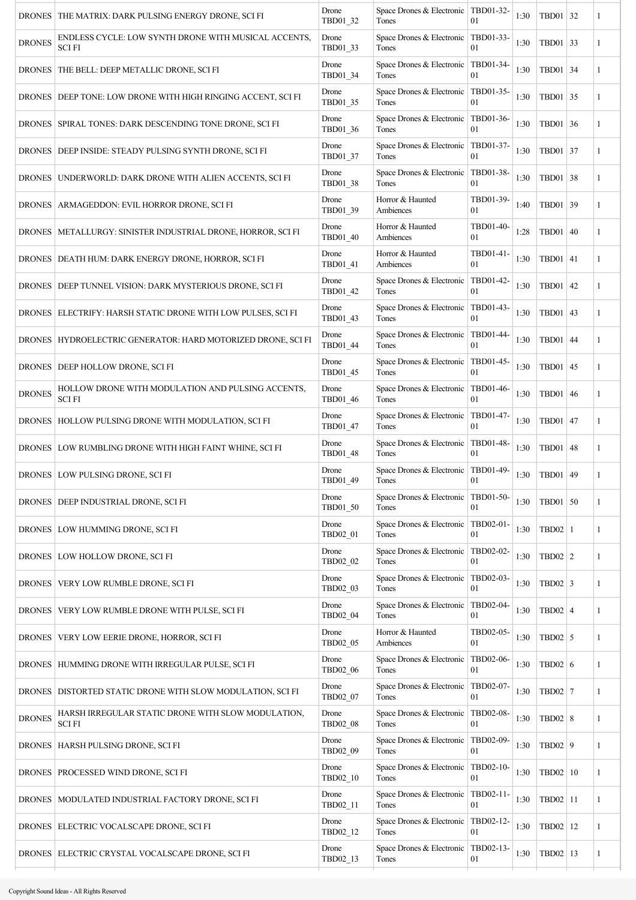| | | | | | | | | |
|---|---|---|---|---|---|---|---|---|
| DRONES | THE MATRIX: DARK PULSING ENERGY DRONE, SCI FI | Drone TBD01_32 | Space Drones & Electronic Tones | TBD01-32-01 | 1:30 | TBD01 | 32 | 1 |
| DRONES | ENDLESS CYCLE: LOW SYNTH DRONE WITH MUSICAL ACCENTS, SCI FI | Drone TBD01_33 | Space Drones & Electronic Tones | TBD01-33-01 | 1:30 | TBD01 | 33 | 1 |
| DRONES | THE BELL: DEEP METALLIC DRONE, SCI FI | Drone TBD01_34 | Space Drones & Electronic Tones | TBD01-34-01 | 1:30 | TBD01 | 34 | 1 |
| DRONES | DEEP TONE: LOW DRONE WITH HIGH RINGING ACCENT, SCI FI | Drone TBD01_35 | Space Drones & Electronic Tones | TBD01-35-01 | 1:30 | TBD01 | 35 | 1 |
| DRONES | SPIRAL TONES: DARK DESCENDING TONE DRONE, SCI FI | Drone TBD01_36 | Space Drones & Electronic Tones | TBD01-36-01 | 1:30 | TBD01 | 36 | 1 |
| DRONES | DEEP INSIDE: STEADY PULSING SYNTH DRONE, SCI FI | Drone TBD01_37 | Space Drones & Electronic Tones | TBD01-37-01 | 1:30 | TBD01 | 37 | 1 |
| DRONES | UNDERWORLD: DARK DRONE WITH ALIEN ACCENTS, SCI FI | Drone TBD01_38 | Space Drones & Electronic Tones | TBD01-38-01 | 1:30 | TBD01 | 38 | 1 |
| DRONES | ARMAGEDDON: EVIL HORROR DRONE, SCI FI | Drone TBD01_39 | Horror & Haunted Ambiences | TBD01-39-01 | 1:40 | TBD01 | 39 | 1 |
| DRONES | METALLURGY: SINISTER INDUSTRIAL DRONE, HORROR, SCI FI | Drone TBD01_40 | Horror & Haunted Ambiences | TBD01-40-01 | 1:28 | TBD01 | 40 | 1 |
| DRONES | DEATH HUM: DARK ENERGY DRONE, HORROR, SCI FI | Drone TBD01_41 | Horror & Haunted Ambiences | TBD01-41-01 | 1:30 | TBD01 | 41 | 1 |
| DRONES | DEEP TUNNEL VISION: DARK MYSTERIOUS DRONE, SCI FI | Drone TBD01_42 | Space Drones & Electronic Tones | TBD01-42-01 | 1:30 | TBD01 | 42 | 1 |
| DRONES | ELECTRIFY: HARSH STATIC DRONE WITH LOW PULSES, SCI FI | Drone TBD01_43 | Space Drones & Electronic Tones | TBD01-43-01 | 1:30 | TBD01 | 43 | 1 |
| DRONES | HYDROELECTRIC GENERATOR: HARD MOTORIZED DRONE, SCI FI | Drone TBD01_44 | Space Drones & Electronic Tones | TBD01-44-01 | 1:30 | TBD01 | 44 | 1 |
| DRONES | DEEP HOLLOW DRONE, SCI FI | Drone TBD01_45 | Space Drones & Electronic Tones | TBD01-45-01 | 1:30 | TBD01 | 45 | 1 |
| DRONES | HOLLOW DRONE WITH MODULATION AND PULSING ACCENTS, SCI FI | Drone TBD01_46 | Space Drones & Electronic Tones | TBD01-46-01 | 1:30 | TBD01 | 46 | 1 |
| DRONES | HOLLOW PULSING DRONE WITH MODULATION, SCI FI | Drone TBD01_47 | Space Drones & Electronic Tones | TBD01-47-01 | 1:30 | TBD01 | 47 | 1 |
| DRONES | LOW RUMBLING DRONE WITH HIGH FAINT WHINE, SCI FI | Drone TBD01_48 | Space Drones & Electronic Tones | TBD01-48-01 | 1:30 | TBD01 | 48 | 1 |
| DRONES | LOW PULSING DRONE, SCI FI | Drone TBD01_49 | Space Drones & Electronic Tones | TBD01-49-01 | 1:30 | TBD01 | 49 | 1 |
| DRONES | DEEP INDUSTRIAL DRONE, SCI FI | Drone TBD01_50 | Space Drones & Electronic Tones | TBD01-50-01 | 1:30 | TBD01 | 50 | 1 |
| DRONES | LOW HUMMING DRONE, SCI FI | Drone TBD02_01 | Space Drones & Electronic Tones | TBD02-01-01 | 1:30 | TBD02 | 1 | 1 |
| DRONES | LOW HOLLOW DRONE, SCI FI | Drone TBD02_02 | Space Drones & Electronic Tones | TBD02-02-01 | 1:30 | TBD02 | 2 | 1 |
| DRONES | VERY LOW RUMBLE DRONE, SCI FI | Drone TBD02_03 | Space Drones & Electronic Tones | TBD02-03-01 | 1:30 | TBD02 | 3 | 1 |
| DRONES | VERY LOW RUMBLE DRONE WITH PULSE, SCI FI | Drone TBD02_04 | Space Drones & Electronic Tones | TBD02-04-01 | 1:30 | TBD02 | 4 | 1 |
| DRONES | VERY LOW EERIE DRONE, HORROR, SCI FI | Drone TBD02_05 | Horror & Haunted Ambiences | TBD02-05-01 | 1:30 | TBD02 | 5 | 1 |
| DRONES | HUMMING DRONE WITH IRREGULAR PULSE, SCI FI | Drone TBD02_06 | Space Drones & Electronic Tones | TBD02-06-01 | 1:30 | TBD02 | 6 | 1 |
| DRONES | DISTORTED STATIC DRONE WITH SLOW MODULATION, SCI FI | Drone TBD02_07 | Space Drones & Electronic Tones | TBD02-07-01 | 1:30 | TBD02 | 7 | 1 |
| DRONES | HARSH IRREGULAR STATIC DRONE WITH SLOW MODULATION, SCI FI | Drone TBD02_08 | Space Drones & Electronic Tones | TBD02-08-01 | 1:30 | TBD02 | 8 | 1 |
| DRONES | HARSH PULSING DRONE, SCI FI | Drone TBD02_09 | Space Drones & Electronic Tones | TBD02-09-01 | 1:30 | TBD02 | 9 | 1 |
| DRONES | PROCESSED WIND DRONE, SCI FI | Drone TBD02_10 | Space Drones & Electronic Tones | TBD02-10-01 | 1:30 | TBD02 | 10 | 1 |
| DRONES | MODULATED INDUSTRIAL FACTORY DRONE, SCI FI | Drone TBD02_11 | Space Drones & Electronic Tones | TBD02-11-01 | 1:30 | TBD02 | 11 | 1 |
| DRONES | ELECTRIC VOCALSCAPE DRONE, SCI FI | Drone TBD02_12 | Space Drones & Electronic Tones | TBD02-12-01 | 1:30 | TBD02 | 12 | 1 |
| DRONES | ELECTRIC CRYSTAL VOCALSCAPE DRONE, SCI FI | Drone TBD02_13 | Space Drones & Electronic Tones | TBD02-13-01 | 1:30 | TBD02 | 13 | 1 |

Copyright Sound Ideas - All Rights Reserved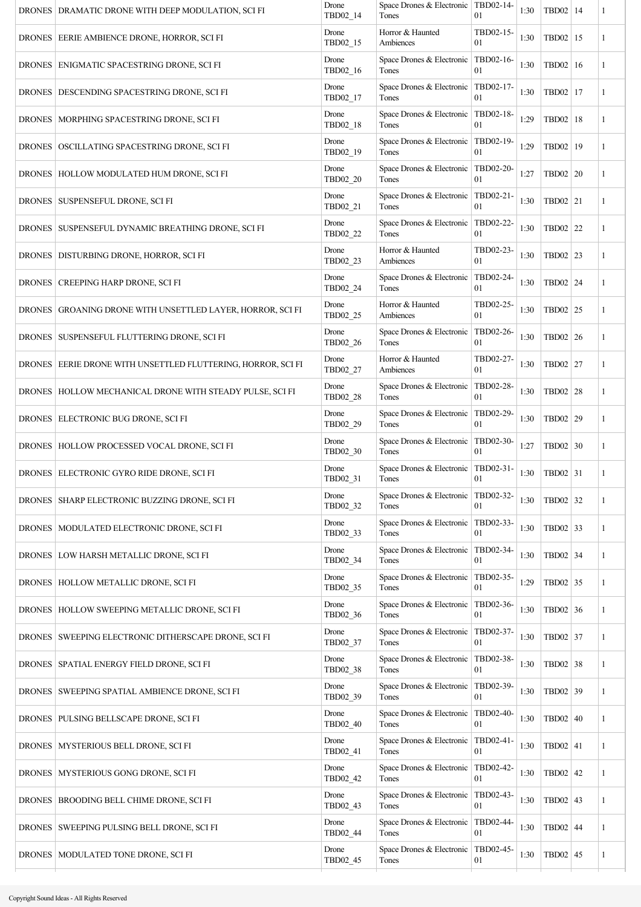| | | | | | | | | |
|---|---|---|---|---|---|---|---|---|
| DRONES | DRAMATIC DRONE WITH DEEP MODULATION, SCI FI | Drone TBD02_14 | Space Drones & Electronic Tones | TBD02-14-01 | 1:30 | TBD02 | 14 | 1 |
| DRONES | EERIE AMBIENCE DRONE, HORROR, SCI FI | Drone TBD02_15 | Horror & Haunted Ambiences | TBD02-15-01 | 1:30 | TBD02 | 15 | 1 |
| DRONES | ENIGMATIC SPACESTRING DRONE, SCI FI | Drone TBD02_16 | Space Drones & Electronic Tones | TBD02-16-01 | 1:30 | TBD02 | 16 | 1 |
| DRONES | DESCENDING SPACESTRING DRONE, SCI FI | Drone TBD02_17 | Space Drones & Electronic Tones | TBD02-17-01 | 1:30 | TBD02 | 17 | 1 |
| DRONES | MORPHING SPACESTRING DRONE, SCI FI | Drone TBD02_18 | Space Drones & Electronic Tones | TBD02-18-01 | 1:29 | TBD02 | 18 | 1 |
| DRONES | OSCILLATING SPACESTRING DRONE, SCI FI | Drone TBD02_19 | Space Drones & Electronic Tones | TBD02-19-01 | 1:29 | TBD02 | 19 | 1 |
| DRONES | HOLLOW MODULATED HUM DRONE, SCI FI | Drone TBD02_20 | Space Drones & Electronic Tones | TBD02-20-01 | 1:27 | TBD02 | 20 | 1 |
| DRONES | SUSPENSEFUL DRONE, SCI FI | Drone TBD02_21 | Space Drones & Electronic Tones | TBD02-21-01 | 1:30 | TBD02 | 21 | 1 |
| DRONES | SUSPENSEFUL DYNAMIC BREATHING DRONE, SCI FI | Drone TBD02_22 | Space Drones & Electronic Tones | TBD02-22-01 | 1:30 | TBD02 | 22 | 1 |
| DRONES | DISTURBING DRONE, HORROR, SCI FI | Drone TBD02_23 | Horror & Haunted Ambiences | TBD02-23-01 | 1:30 | TBD02 | 23 | 1 |
| DRONES | CREEPING HARP DRONE, SCI FI | Drone TBD02_24 | Space Drones & Electronic Tones | TBD02-24-01 | 1:30 | TBD02 | 24 | 1 |
| DRONES | GROANING DRONE WITH UNSETTLED LAYER, HORROR, SCI FI | Drone TBD02_25 | Horror & Haunted Ambiences | TBD02-25-01 | 1:30 | TBD02 | 25 | 1 |
| DRONES | SUSPENSEFUL FLUTTERING DRONE, SCI FI | Drone TBD02_26 | Space Drones & Electronic Tones | TBD02-26-01 | 1:30 | TBD02 | 26 | 1 |
| DRONES | EERIE DRONE WITH UNSETTLED FLUTTERING, HORROR, SCI FI | Drone TBD02_27 | Horror & Haunted Ambiences | TBD02-27-01 | 1:30 | TBD02 | 27 | 1 |
| DRONES | HOLLOW MECHANICAL DRONE WITH STEADY PULSE, SCI FI | Drone TBD02_28 | Space Drones & Electronic Tones | TBD02-28-01 | 1:30 | TBD02 | 28 | 1 |
| DRONES | ELECTRONIC BUG DRONE, SCI FI | Drone TBD02_29 | Space Drones & Electronic Tones | TBD02-29-01 | 1:30 | TBD02 | 29 | 1 |
| DRONES | HOLLOW PROCESSED VOCAL DRONE, SCI FI | Drone TBD02_30 | Space Drones & Electronic Tones | TBD02-30-01 | 1:27 | TBD02 | 30 | 1 |
| DRONES | ELECTRONIC GYRO RIDE DRONE, SCI FI | Drone TBD02_31 | Space Drones & Electronic Tones | TBD02-31-01 | 1:30 | TBD02 | 31 | 1 |
| DRONES | SHARP ELECTRONIC BUZZING DRONE, SCI FI | Drone TBD02_32 | Space Drones & Electronic Tones | TBD02-32-01 | 1:30 | TBD02 | 32 | 1 |
| DRONES | MODULATED ELECTRONIC DRONE, SCI FI | Drone TBD02_33 | Space Drones & Electronic Tones | TBD02-33-01 | 1:30 | TBD02 | 33 | 1 |
| DRONES | LOW HARSH METALLIC DRONE, SCI FI | Drone TBD02_34 | Space Drones & Electronic Tones | TBD02-34-01 | 1:30 | TBD02 | 34 | 1 |
| DRONES | HOLLOW METALLIC DRONE, SCI FI | Drone TBD02_35 | Space Drones & Electronic Tones | TBD02-35-01 | 1:29 | TBD02 | 35 | 1 |
| DRONES | HOLLOW SWEEPING METALLIC DRONE, SCI FI | Drone TBD02_36 | Space Drones & Electronic Tones | TBD02-36-01 | 1:30 | TBD02 | 36 | 1 |
| DRONES | SWEEPING ELECTRONIC DITHERSCAPE DRONE, SCI FI | Drone TBD02_37 | Space Drones & Electronic Tones | TBD02-37-01 | 1:30 | TBD02 | 37 | 1 |
| DRONES | SPATIAL ENERGY FIELD DRONE, SCI FI | Drone TBD02_38 | Space Drones & Electronic Tones | TBD02-38-01 | 1:30 | TBD02 | 38 | 1 |
| DRONES | SWEEPING SPATIAL AMBIENCE DRONE, SCI FI | Drone TBD02_39 | Space Drones & Electronic Tones | TBD02-39-01 | 1:30 | TBD02 | 39 | 1 |
| DRONES | PULSING BELLSCAPE DRONE, SCI FI | Drone TBD02_40 | Space Drones & Electronic Tones | TBD02-40-01 | 1:30 | TBD02 | 40 | 1 |
| DRONES | MYSTERIOUS BELL DRONE, SCI FI | Drone TBD02_41 | Space Drones & Electronic Tones | TBD02-41-01 | 1:30 | TBD02 | 41 | 1 |
| DRONES | MYSTERIOUS GONG DRONE, SCI FI | Drone TBD02_42 | Space Drones & Electronic Tones | TBD02-42-01 | 1:30 | TBD02 | 42 | 1 |
| DRONES | BROODING BELL CHIME DRONE, SCI FI | Drone TBD02_43 | Space Drones & Electronic Tones | TBD02-43-01 | 1:30 | TBD02 | 43 | 1 |
| DRONES | SWEEPING PULSING BELL DRONE, SCI FI | Drone TBD02_44 | Space Drones & Electronic Tones | TBD02-44-01 | 1:30 | TBD02 | 44 | 1 |
| DRONES | MODULATED TONE DRONE, SCI FI | Drone TBD02_45 | Space Drones & Electronic Tones | TBD02-45-01 | 1:30 | TBD02 | 45 | 1 |

Copyright Sound Ideas - All Rights Reserved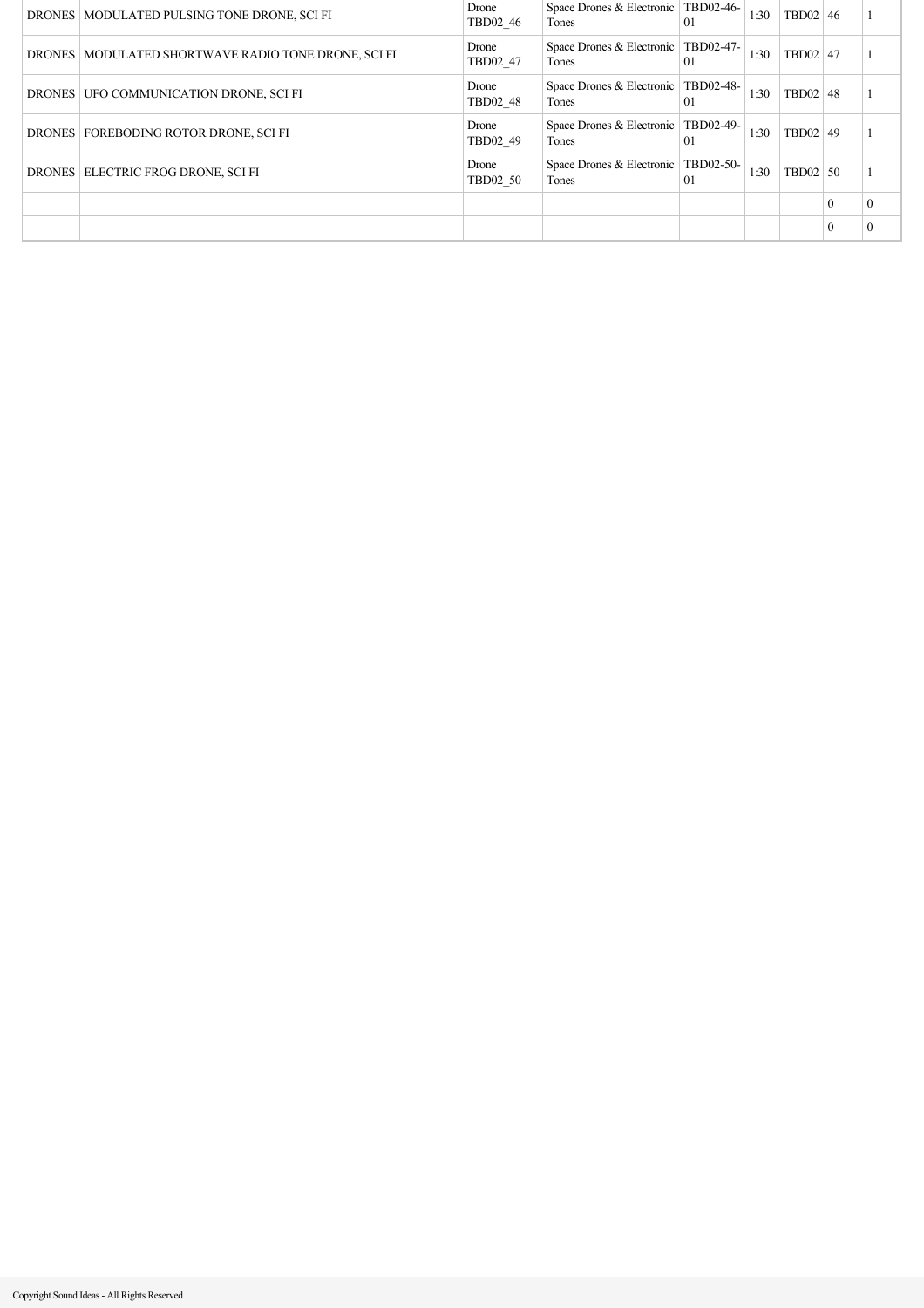| | | | | | | | | |
|---|---|---|---|---|---|---|---|---|
| DRONES | MODULATED PULSING TONE DRONE, SCI FI | Drone TBD02_46 | Space Drones & Electronic Tones | TBD02-46-01 | 1:30 | TBD02 | 46 | 1 |
| DRONES | MODULATED SHORTWAVE RADIO TONE DRONE, SCI FI | Drone TBD02_47 | Space Drones & Electronic Tones | TBD02-47-01 | 1:30 | TBD02 | 47 | 1 |
| DRONES | UFO COMMUNICATION DRONE, SCI FI | Drone TBD02_48 | Space Drones & Electronic Tones | TBD02-48-01 | 1:30 | TBD02 | 48 | 1 |
| DRONES | FOREBODING ROTOR DRONE, SCI FI | Drone TBD02_49 | Space Drones & Electronic Tones | TBD02-49-01 | 1:30 | TBD02 | 49 | 1 |
| DRONES | ELECTRIC FROG DRONE, SCI FI | Drone TBD02_50 | Space Drones & Electronic Tones | TBD02-50-01 | 1:30 | TBD02 | 50 | 1 |
| | | | | | | | 0 | 0 |
| | | | | | | | 0 | 0 |

Copyright Sound Ideas - All Rights Reserved